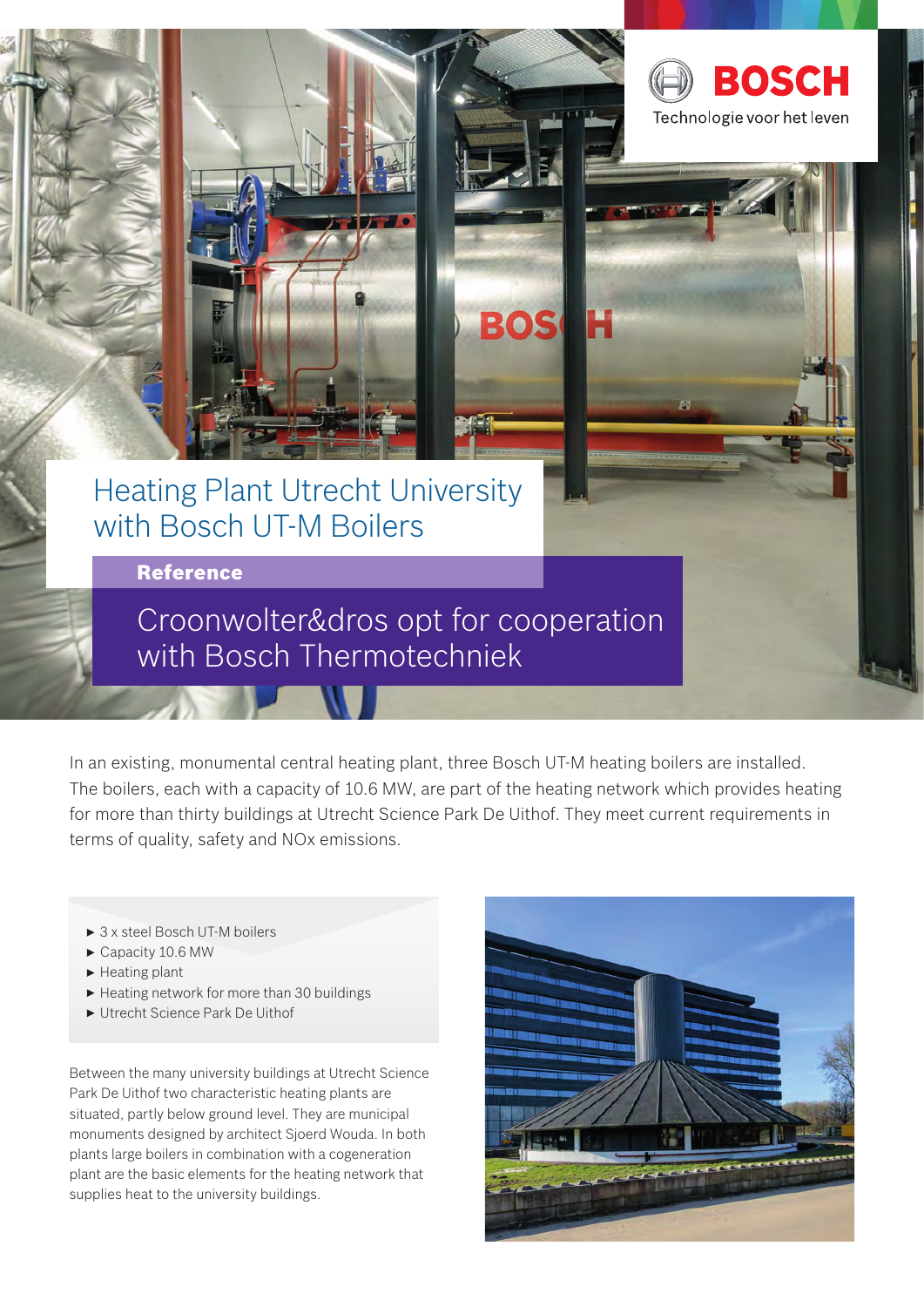# Heating Plant Utrecht University with Bosch UT-M Boilers

**Reference**

## Croonwolter&dros opt for cooperation with Bosch Thermotechniek

In an existing, monumental central heating plant, three Bosch UT-M heating boilers are installed. The boilers, each with a capacity of 10.6 MW, are part of the heating network which provides heating for more than thirty buildings at Utrecht Science Park De Uithof. They meet current requirements in terms of quality, safety and NOx emissions.

- 3 x steel Bosch UT-M boilers
- Capacity 10.6 MW
- Heating plant
- Heating network for more than 30 buildings
- Utrecht Science Park De Uithof

Between the many university buildings at Utrecht Science Park De Uithof two characteristic heating plants are situated, partly below ground level. They are municipal monuments designed by architect Sjoerd Wouda. In both plants large boilers in combination with a cogeneration plant are the basic elements for the heating network that supplies heat to the university buildings.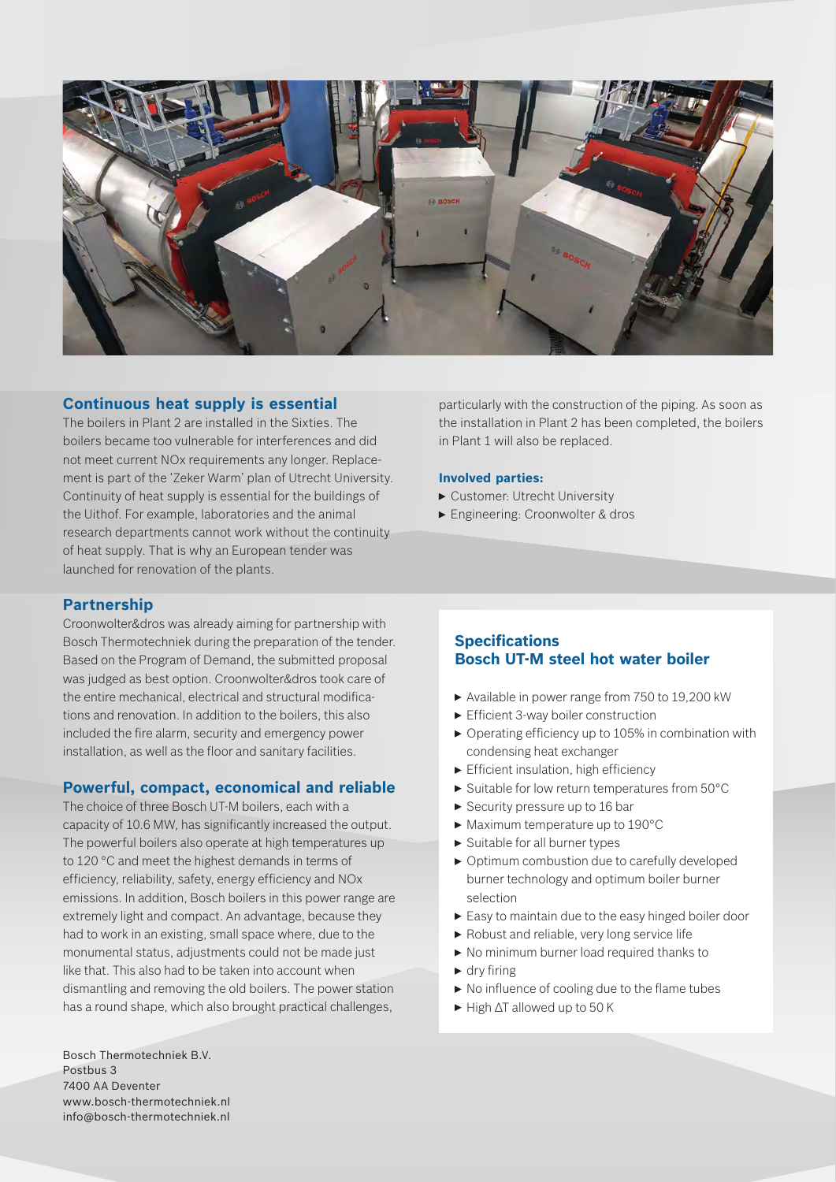## Continuous heat supply is essential

The boilers in Plant 2 are installed in the Sixties. The boilers became too vulnerable for interferences and did not meet current NOx requirements any longer. Replacement is part of the 'Zeker Warm' plan of Utrecht University. Continuity of heat supply is essential for the buildings of the Uithof. For example, laboratories and the animal research departments cannot work without the continuity of heat supply. That is why an European tender was launched for renovation of the plants.

## Partnership

Croonwolter&dros was already aiming for partnership with Bosch Thermotechniek during the preparation of the tender. Based on the Program of Demand, the submitted proposal was judged as best option. Croonwolter&dros took care of the entire mechanical, electrical and structural modifications and renovation. In addition to the boilers, this also included the fire alarm, security and emergency power installation, as well as the floor and sanitary facilities.

## Powerful, compact, economical and reliable

The choice of three Bosch UT-M boilers, each with a capacity of 10.6 MW, has significantly increased the output. The powerful boilers also operate at high temperatures up to 120 °C and meet the highest demands in terms of efficiency, reliability, safety, energy efficiency and NOx emissions. In addition, Bosch boilers in this power range are extremely light and compact. An advantage, because they had to work in an existing, small space where, due to the monumental status, adjustments could not be made just like that. This also had to be taken into account when dismantling and removing the old boilers. The power station has a round shape, which also brought practical challenges, particularly with the construction of the piping. As soon as the installation in Plant 2 has been completed, the boilers in Plant 1 will also be replaced.

**Involved parties:**

- Customer: Utrecht University
- Engineering: Croonwolter & dros

## Specifications Bosch UT-M steel hot water boiler

- Available in power range from 750 to 19,200 kW
- Efficient 3-way boiler construction
- Operating efficiency up to 105% in combination with condensing heat exchanger
- Efficient insulation, high efficiency
- Suitable for low return temperatures from 50°C
- Security pressure up to 16 bar
- Maximum temperature up to 190°C
- Suitable for all burner types
- Optimum combustion due to carefully developed burner technology and optimum boiler burner selection
- Easy to maintain due to the easy hinged boiler door
- Robust and reliable, very long service life
- No minimum burner load required thanks to
- dry firing
- No influence of cooling due to the flame tubes
- High ΔT allowed up to 50 K

Bosch Thermotechniek B.V.
Postbus 3
7400 AA Deventer
www.bosch-thermotechniek.nl
info@bosch-thermotechniek.nl